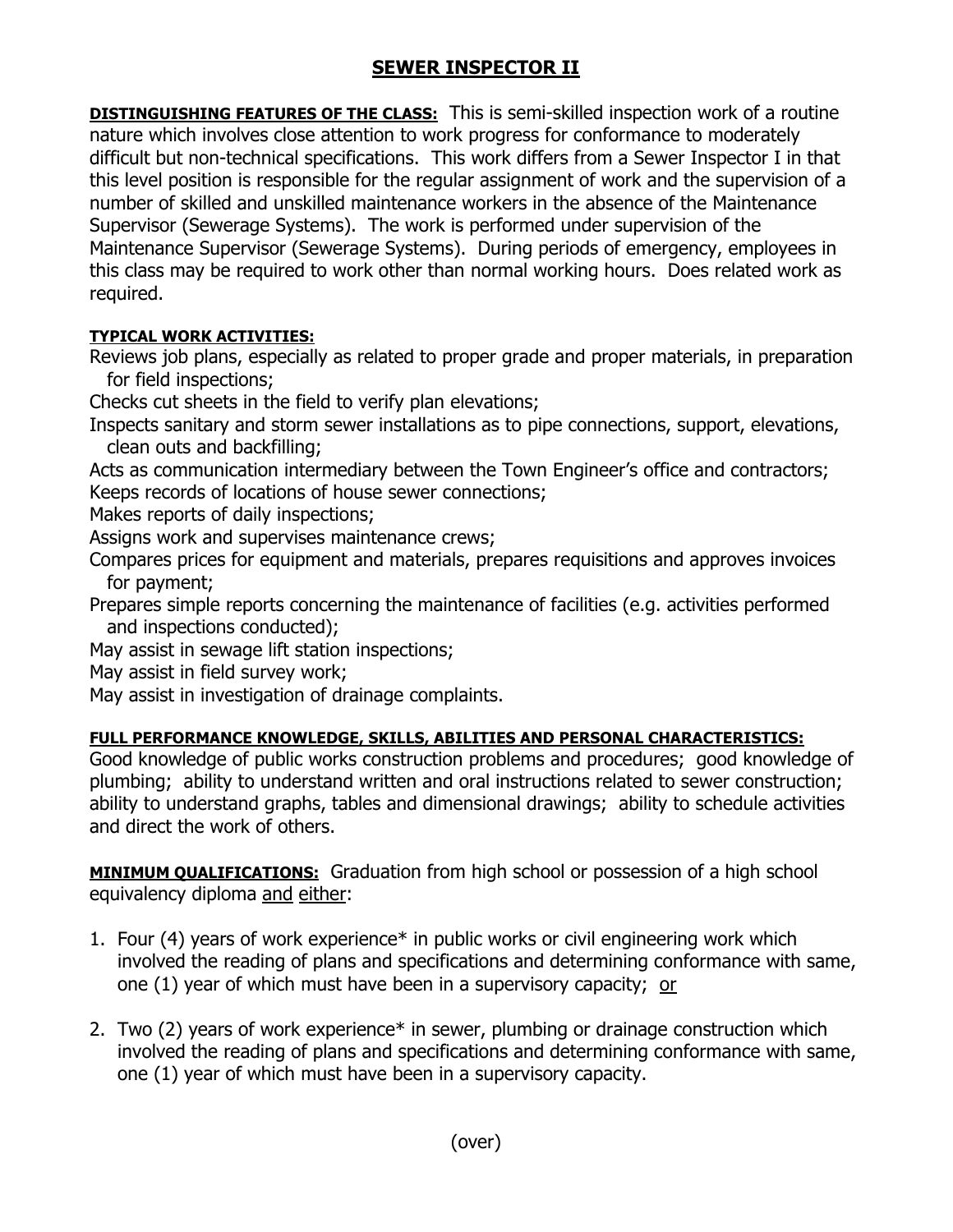# SEWER INSPECTOR II

**DISTINGUISHING FEATURES OF THE CLASS:** This is semi-skilled inspection work of a routine nature which involves close attention to work progress for conformance to moderately difficult but non-technical specifications. This work differs from a Sewer Inspector I in that this level position is responsible for the regular assignment of work and the supervision of a number of skilled and unskilled maintenance workers in the absence of the Maintenance Supervisor (Sewerage Systems). The work is performed under supervision of the Maintenance Supervisor (Sewerage Systems). During periods of emergency, employees in this class may be required to work other than normal working hours. Does related work as required.

**TYPICAL WORK ACTIVITIES:**

Reviews job plans, especially as related to proper grade and proper materials, in preparation for field inspections;
Checks cut sheets in the field to verify plan elevations;
Inspects sanitary and storm sewer installations as to pipe connections, support, elevations, clean outs and backfilling;
Acts as communication intermediary between the Town Engineer's office and contractors;
Keeps records of locations of house sewer connections;
Makes reports of daily inspections;
Assigns work and supervises maintenance crews;
Compares prices for equipment and materials, prepares requisitions and approves invoices for payment;
Prepares simple reports concerning the maintenance of facilities (e.g. activities performed and inspections conducted);
May assist in sewage lift station inspections;
May assist in field survey work;
May assist in investigation of drainage complaints.

**FULL PERFORMANCE KNOWLEDGE, SKILLS, ABILITIES AND PERSONAL CHARACTERISTICS:**
Good knowledge of public works construction problems and procedures; good knowledge of plumbing; ability to understand written and oral instructions related to sewer construction; ability to understand graphs, tables and dimensional drawings; ability to schedule activities and direct the work of others.

**MINIMUM QUALIFICATIONS:** Graduation from high school or possession of a high school equivalency diploma and either:

1. Four (4) years of work experience* in public works or civil engineering work which involved the reading of plans and specifications and determining conformance with same, one (1) year of which must have been in a supervisory capacity; or

2. Two (2) years of work experience* in sewer, plumbing or drainage construction which involved the reading of plans and specifications and determining conformance with same, one (1) year of which must have been in a supervisory capacity.

(over)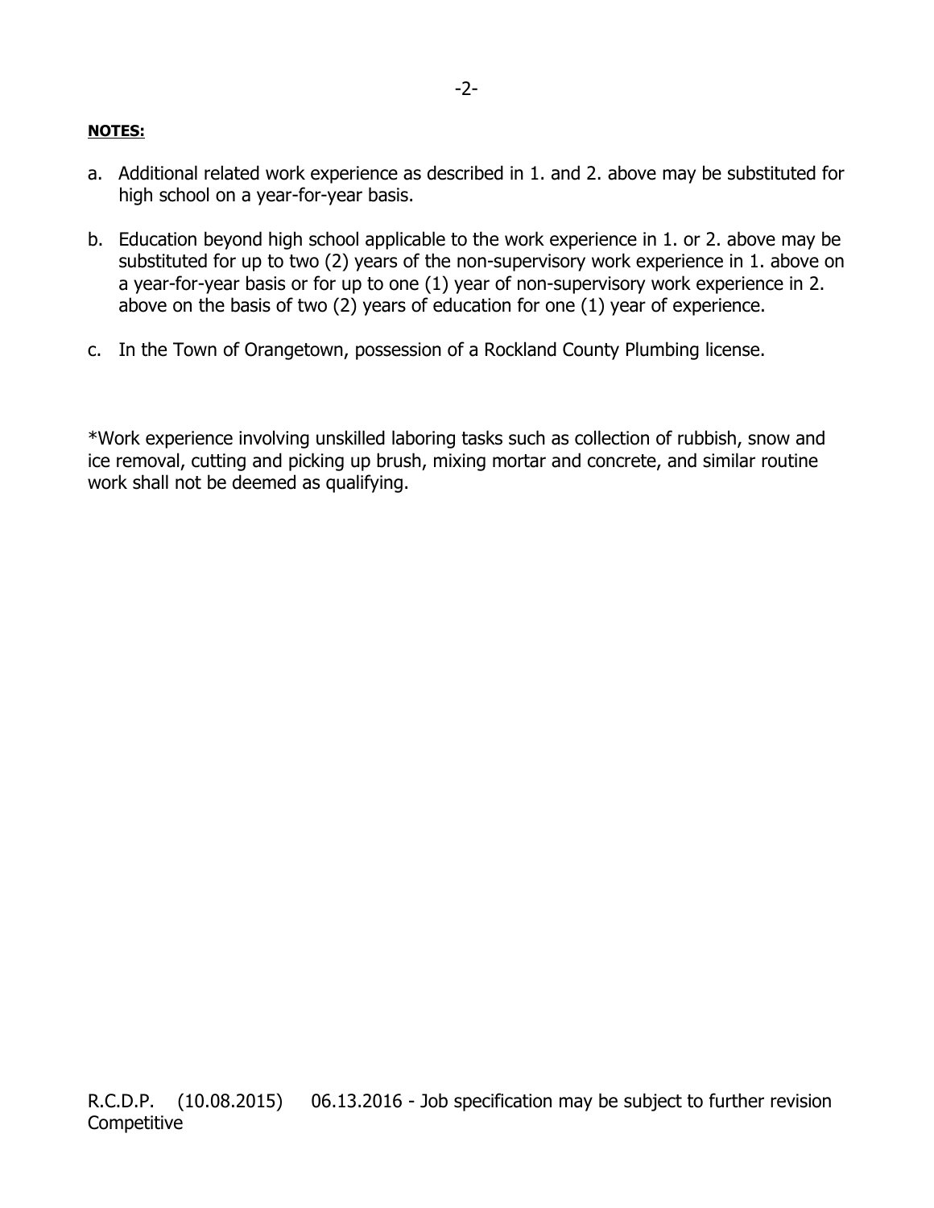**NOTES:**

a. Additional related work experience as described in 1. and 2. above may be substituted for high school on a year-for-year basis.

b. Education beyond high school applicable to the work experience in 1. or 2. above may be substituted for up to two (2) years of the non-supervisory work experience in 1. above on a year-for-year basis or for up to one (1) year of non-supervisory work experience in 2. above on the basis of two (2) years of education for one (1) year of experience.

c. In the Town of Orangetown, possession of a Rockland County Plumbing license.

*Work experience involving unskilled laboring tasks such as collection of rubbish, snow and ice removal, cutting and picking up brush, mixing mortar and concrete, and similar routine work shall not be deemed as qualifying.

R.C.D.P. (10.08.2015) 06.13.2016 - Job specification may be subject to further revision
Competitive